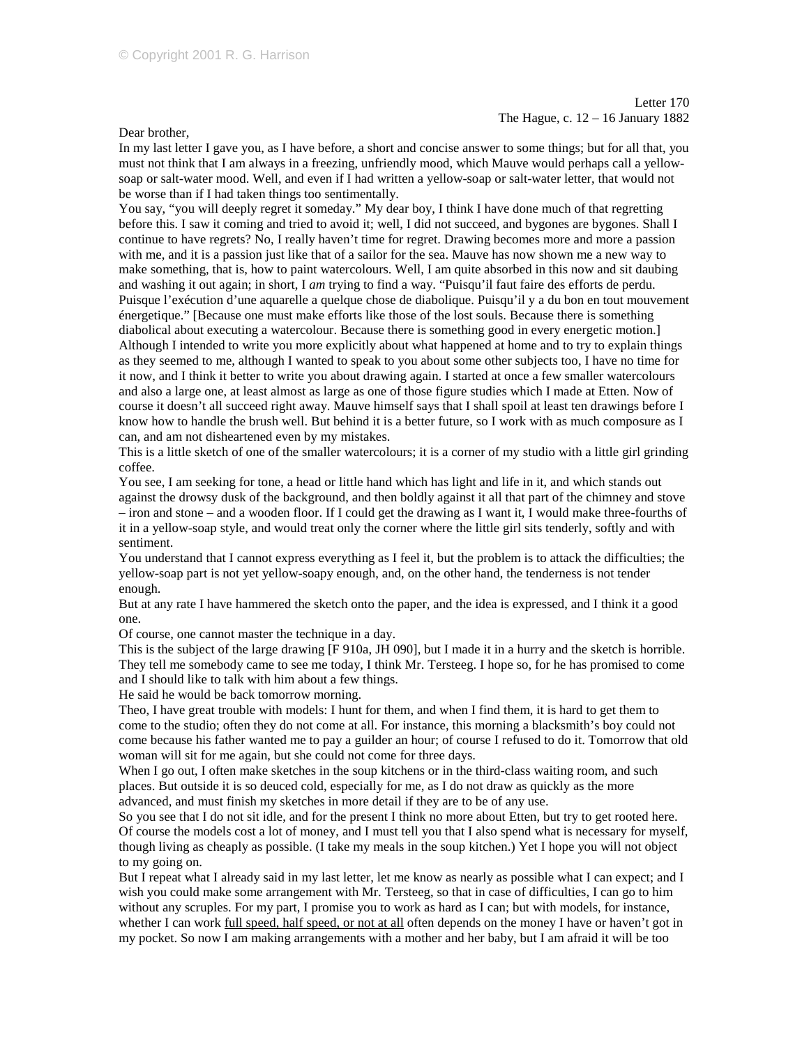© Copyright 2001 R. G. Harrison

Letter 170
The Hague, c. 12 – 16 January 1882

Dear brother,

In my last letter I gave you, as I have before, a short and concise answer to some things; but for all that, you must not think that I am always in a freezing, unfriendly mood, which Mauve would perhaps call a yellow-soap or salt-water mood. Well, and even if I had written a yellow-soap or salt-water letter, that would not be worse than if I had taken things too sentimentally.

You say, "you will deeply regret it someday." My dear boy, I think I have done much of that regretting before this. I saw it coming and tried to avoid it; well, I did not succeed, and bygones are bygones. Shall I continue to have regrets? No, I really haven't time for regret. Drawing becomes more and more a passion with me, and it is a passion just like that of a sailor for the sea. Mauve has now shown me a new way to make something, that is, how to paint watercolours. Well, I am quite absorbed in this now and sit daubing and washing it out again; in short, I *am* trying to find a way. "Puisqu'il faut faire des efforts de perdu. Puisque l'exécution d'une aquarelle a quelque chose de diabolique. Puisqu'il y a du bon en tout mouvement énergetique." [Because one must make efforts like those of the lost souls. Because there is something diabolical about executing a watercolour. Because there is something good in every energetic motion.]

Although I intended to write you more explicitly about what happened at home and to try to explain things as they seemed to me, although I wanted to speak to you about some other subjects too, I have no time for it now, and I think it better to write you about drawing again. I started at once a few smaller watercolours and also a large one, at least almost as large as one of those figure studies which I made at Etten. Now of course it doesn't all succeed right away. Mauve himself says that I shall spoil at least ten drawings before I know how to handle the brush well. But behind it is a better future, so I work with as much composure as I can, and am not disheartened even by my mistakes.

This is a little sketch of one of the smaller watercolours; it is a corner of my studio with a little girl grinding coffee.

You see, I am seeking for tone, a head or little hand which has light and life in it, and which stands out against the drowsy dusk of the background, and then boldly against it all that part of the chimney and stove – iron and stone – and a wooden floor. If I could get the drawing as I want it, I would make three-fourths of it in a yellow-soap style, and would treat only the corner where the little girl sits tenderly, softly and with sentiment.

You understand that I cannot express everything as I feel it, but the problem is to attack the difficulties; the yellow-soap part is not yet yellow-soapy enough, and, on the other hand, the tenderness is not tender enough.

But at any rate I have hammered the sketch onto the paper, and the idea is expressed, and I think it a good one.

Of course, one cannot master the technique in a day.

This is the subject of the large drawing [F 910a, JH 090], but I made it in a hurry and the sketch is horrible. They tell me somebody came to see me today, I think Mr. Tersteeg. I hope so, for he has promised to come and I should like to talk with him about a few things.

He said he would be back tomorrow morning.

Theo, I have great trouble with models: I hunt for them, and when I find them, it is hard to get them to come to the studio; often they do not come at all. For instance, this morning a blacksmith's boy could not come because his father wanted me to pay a guilder an hour; of course I refused to do it. Tomorrow that old woman will sit for me again, but she could not come for three days.

When I go out, I often make sketches in the soup kitchens or in the third-class waiting room, and such places. But outside it is so deuced cold, especially for me, as I do not draw as quickly as the more advanced, and must finish my sketches in more detail if they are to be of any use.

So you see that I do not sit idle, and for the present I think no more about Etten, but try to get rooted here. Of course the models cost a lot of money, and I must tell you that I also spend what is necessary for myself, though living as cheaply as possible. (I take my meals in the soup kitchen.) Yet I hope you will not object to my going on.

But I repeat what I already said in my last letter, let me know as nearly as possible what I can expect; and I wish you could make some arrangement with Mr. Tersteeg, so that in case of difficulties, I can go to him without any scruples. For my part, I promise you to work as hard as I can; but with models, for instance, whether I can work <u>full speed, half speed, or not at all</u> often depends on the money I have or haven't got in my pocket. So now I am making arrangements with a mother and her baby, but I am afraid it will be too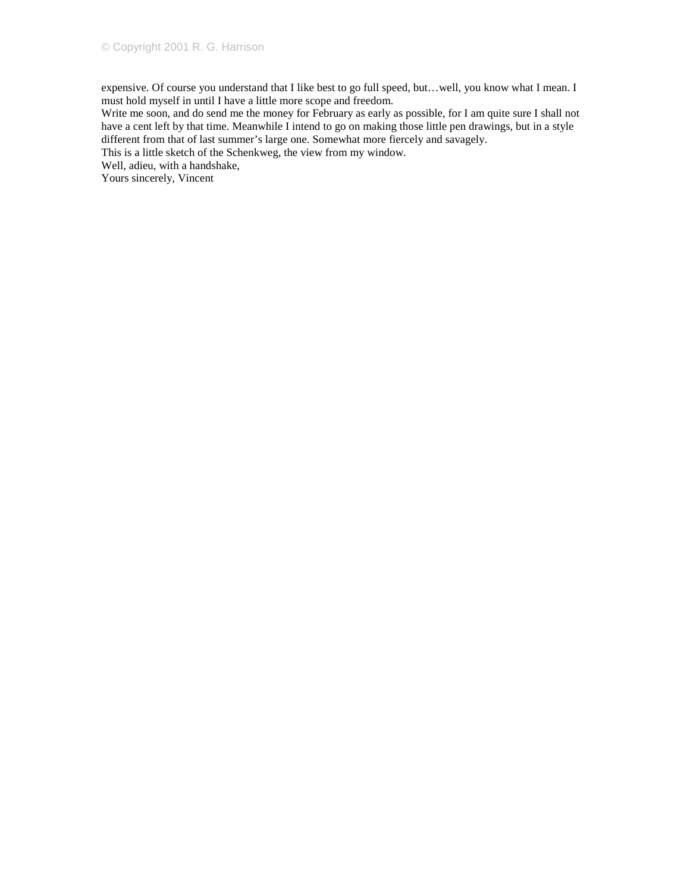expensive. Of course you understand that I like best to go full speed, but…well, you know what I mean. I must hold myself in until I have a little more scope and freedom.

Write me soon, and do send me the money for February as early as possible, for I am quite sure I shall not have a cent left by that time. Meanwhile I intend to go on making those little pen drawings, but in a style different from that of last summer's large one. Somewhat more fiercely and savagely.

This is a little sketch of the Schenkweg, the view from my window.

Well, adieu, with a handshake,

Yours sincerely, Vincent